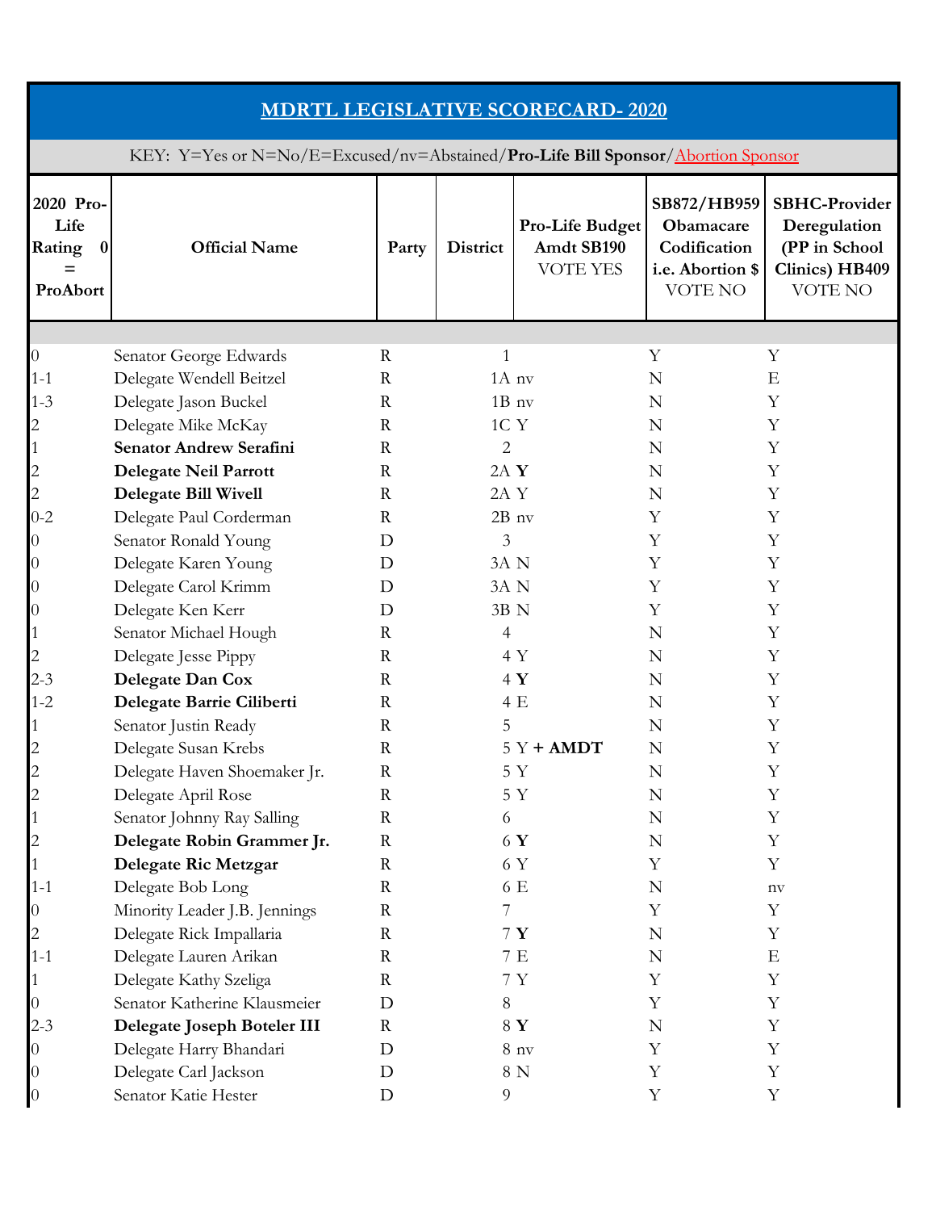## MDRTL LEGISLATIVE SCORECARD- 2020

KEY: Y=Yes or N=No/E=Excused/nv=Abstained/**Pro-Life Bill Sponsor**/Abortion Sponsor

| 2020 Pro-Life Rating 0 = ProAbort | Official Name | Party | District | Pro-Life Budget Amdt SB190 VOTE YES | SB872/HB959 Obamacare Codification i.e. Abortion $ VOTE NO | SBHC-Provider Deregulation (PP in School Clinics) HB409 VOTE NO |
|---|---|---|---|---|---|---|
| | | | | | | |
| 0 | Senator George Edwards | R | 1 | | Y | Y |
| 1-1 | Delegate Wendell Beitzel | R | 1A | nv | N | E |
| 1-3 | Delegate Jason Buckel | R | 1B | nv | N | Y |
| 2 | Delegate Mike McKay | R | 1C | Y | N | Y |
| 1 | **Senator Andrew Serafini** | R | 2 | | N | Y |
| 2 | **Delegate Neil Parrott** | R | 2A | **Y** | N | Y |
| 2 | **Delegate Bill Wivell** | R | 2A | Y | N | Y |
| 0-2 | Delegate Paul Corderman | R | 2B | nv | Y | Y |
| 0 | Senator Ronald Young | D | 3 | | Y | Y |
| 0 | Delegate Karen Young | D | 3A | N | Y | Y |
| 0 | Delegate Carol Krimm | D | 3A | N | Y | Y |
| 0 | Delegate Ken Kerr | D | 3B | N | Y | Y |
| 1 | Senator Michael Hough | R | 4 | | N | Y |
| 2 | Delegate Jesse Pippy | R | 4 | Y | N | Y |
| 2-3 | **Delegate Dan Cox** | R | 4 | **Y** | N | Y |
| 1-2 | **Delegate Barrie Ciliberti** | R | 4 | E | N | Y |
| 1 | Senator Justin Ready | R | 5 | | N | Y |
| 2 | Delegate Susan Krebs | R | 5 | Y **+ AMDT** | N | Y |
| 2 | Delegate Haven Shoemaker Jr. | R | 5 | Y | N | Y |
| 2 | Delegate April Rose | R | 5 | Y | N | Y |
| 1 | Senator Johnny Ray Salling | R | 6 | | N | Y |
| 2 | **Delegate Robin Grammer Jr.** | R | 6 | **Y** | N | Y |
| 1 | **Delegate Ric Metzgar** | R | 6 | Y | Y | Y |
| 1-1 | Delegate Bob Long | R | 6 | E | N | nv |
| 0 | Minority Leader J.B. Jennings | R | 7 | | Y | Y |
| 2 | Delegate Rick Impallaria | R | 7 | **Y** | N | Y |
| 1-1 | Delegate Lauren Arikan | R | 7 | E | N | E |
| 1 | Delegate Kathy Szeliga | R | 7 | Y | Y | Y |
| 0 | Senator Katherine Klausmeier | D | 8 | | Y | Y |
| 2-3 | **Delegate Joseph Boteler III** | R | 8 | **Y** | N | Y |
| 0 | Delegate Harry Bhandari | D | 8 | nv | Y | Y |
| 0 | Delegate Carl Jackson | D | 8 | N | Y | Y |
| 0 | Senator Katie Hester | D | 9 | | Y | Y |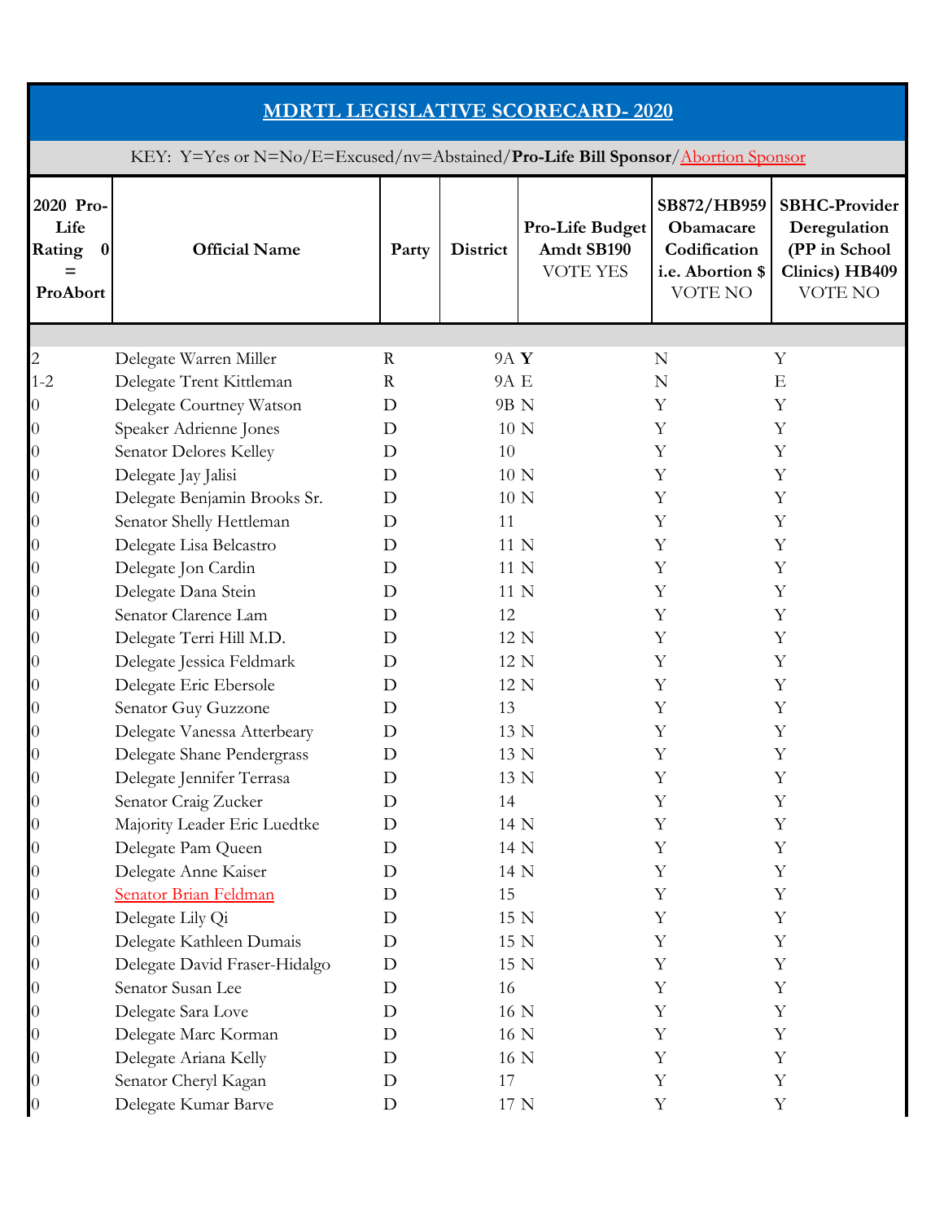| MDRTL LEGISLATIVE SCORECARD- 2020 | | | | | | |
|---|---|---|---|---|---|---|
| KEY: Y=Yes or N=No/E=Excused/nv=Abstained/**Pro-Life Bill Sponsor**/Abortion Sponsor | | | | | | |
| **2020 Pro-Life Rating 0 = ProAbort** | **Official Name** | **Party** | **District** | **Pro-Life Budget Amdt SB190** VOTE YES | **SB872/HB959 Obamacare Codification i.e. Abortion $** VOTE NO | **SBHC-Provider Deregulation (PP in School Clinics) HB409** VOTE NO |
| | | | | | | |
| 2 | Delegate Warren Miller | R | 9A | **Y** | N | Y |
| 1-2 | Delegate Trent Kittleman | R | 9A | E | N | E |
| 0 | Delegate Courtney Watson | D | 9B | N | Y | Y |
| 0 | Speaker Adrienne Jones | D | 10 | N | Y | Y |
| 0 | Senator Delores Kelley | D | 10 | | Y | Y |
| 0 | Delegate Jay Jalisi | D | 10 | N | Y | Y |
| 0 | Delegate Benjamin Brooks Sr. | D | 10 | N | Y | Y |
| 0 | Senator Shelly Hettleman | D | 11 | | Y | Y |
| 0 | Delegate Lisa Belcastro | D | 11 | N | Y | Y |
| 0 | Delegate Jon Cardin | D | 11 | N | Y | Y |
| 0 | Delegate Dana Stein | D | 11 | N | Y | Y |
| 0 | Senator Clarence Lam | D | 12 | | Y | Y |
| 0 | Delegate Terri Hill M.D. | D | 12 | N | Y | Y |
| 0 | Delegate Jessica Feldmark | D | 12 | N | Y | Y |
| 0 | Delegate Eric Ebersole | D | 12 | N | Y | Y |
| 0 | Senator Guy Guzzone | D | 13 | | Y | Y |
| 0 | Delegate Vanessa Atterbeary | D | 13 | N | Y | Y |
| 0 | Delegate Shane Pendergrass | D | 13 | N | Y | Y |
| 0 | Delegate Jennifer Terrasa | D | 13 | N | Y | Y |
| 0 | Senator Craig Zucker | D | 14 | | Y | Y |
| 0 | Majority Leader Eric Luedtke | D | 14 | N | Y | Y |
| 0 | Delegate Pam Queen | D | 14 | N | Y | Y |
| 0 | Delegate Anne Kaiser | D | 14 | N | Y | Y |
| 0 | Senator Brian Feldman | D | 15 | | Y | Y |
| 0 | Delegate Lily Qi | D | 15 | N | Y | Y |
| 0 | Delegate Kathleen Dumais | D | 15 | N | Y | Y |
| 0 | Delegate David Fraser-Hidalgo | D | 15 | N | Y | Y |
| 0 | Senator Susan Lee | D | 16 | | Y | Y |
| 0 | Delegate Sara Love | D | 16 | N | Y | Y |
| 0 | Delegate Marc Korman | D | 16 | N | Y | Y |
| 0 | Delegate Ariana Kelly | D | 16 | N | Y | Y |
| 0 | Senator Cheryl Kagan | D | 17 | | Y | Y |
| 0 | Delegate Kumar Barve | D | 17 | N | Y | Y |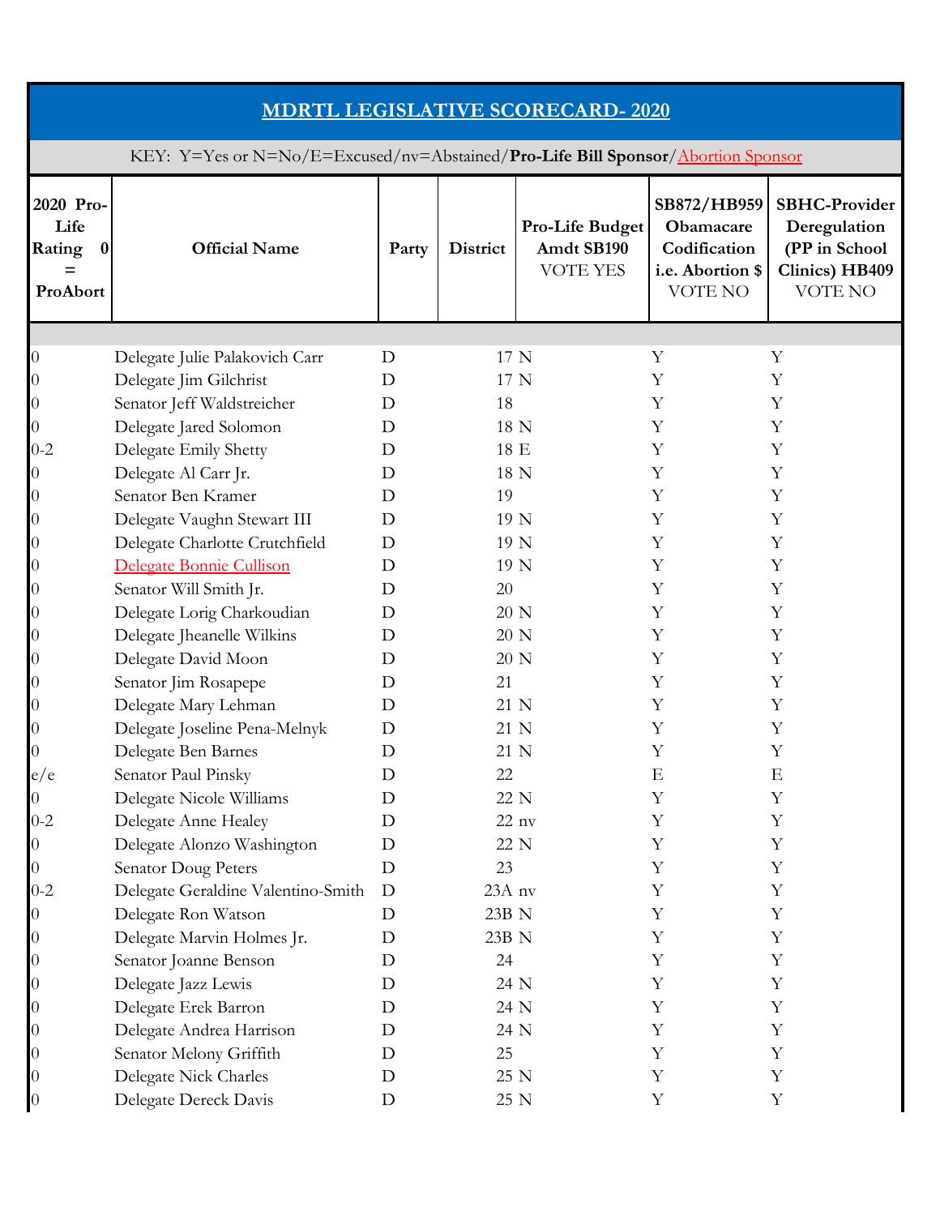| MDRTL LEGISLATIVE SCORECARD- 2020 | | | | | | |
|---|---|---|---|---|---|---|
| KEY: Y=Yes or N=No/E=Excused/nv=Abstained/**Pro-Life Bill Sponsor**/Abortion Sponsor | | | | | | |
| **2020 Pro-Life Rating 0 = ProAbort** | **Official Name** | **Party** | **District** | **Pro-Life Budget Amdt SB190** VOTE YES | **SB872/HB959 Obamacare Codification i.e. Abortion $** VOTE NO | **SBHC-Provider Deregulation (PP in School Clinics) HB409** VOTE NO |
| 0 | Delegate Julie Palakovich Carr | D | 17 | N | Y | Y |
| 0 | Delegate Jim Gilchrist | D | 17 | N | Y | Y |
| 0 | Senator Jeff Waldstreicher | D | 18 | | Y | Y |
| 0 | Delegate Jared Solomon | D | 18 | N | Y | Y |
| 0-2 | Delegate Emily Shetty | D | 18 | E | Y | Y |
| 0 | Delegate Al Carr Jr. | D | 18 | N | Y | Y |
| 0 | Senator Ben Kramer | D | 19 | | Y | Y |
| 0 | Delegate Vaughn Stewart III | D | 19 | N | Y | Y |
| 0 | Delegate Charlotte Crutchfield | D | 19 | N | Y | Y |
| 0 | Delegate Bonnie Cullison | D | 19 | N | Y | Y |
| 0 | Senator Will Smith Jr. | D | 20 | | Y | Y |
| 0 | Delegate Lorig Charkoudian | D | 20 | N | Y | Y |
| 0 | Delegate Jheanelle Wilkins | D | 20 | N | Y | Y |
| 0 | Delegate David Moon | D | 20 | N | Y | Y |
| 0 | Senator Jim Rosapepe | D | 21 | | Y | Y |
| 0 | Delegate Mary Lehman | D | 21 | N | Y | Y |
| 0 | Delegate Joseline Pena-Melnyk | D | 21 | N | Y | Y |
| 0 | Delegate Ben Barnes | D | 21 | N | Y | Y |
| e/e | Senator Paul Pinsky | D | 22 | | E | E |
| 0 | Delegate Nicole Williams | D | 22 | N | Y | Y |
| 0-2 | Delegate Anne Healey | D | 22 | nv | Y | Y |
| 0 | Delegate Alonzo Washington | D | 22 | N | Y | Y |
| 0 | Senator Doug Peters | D | 23 | | Y | Y |
| 0-2 | Delegate Geraldine Valentino-Smith | D | 23A | nv | Y | Y |
| 0 | Delegate Ron Watson | D | 23B | N | Y | Y |
| 0 | Delegate Marvin Holmes Jr. | D | 23B | N | Y | Y |
| 0 | Senator Joanne Benson | D | 24 | | Y | Y |
| 0 | Delegate Jazz Lewis | D | 24 | N | Y | Y |
| 0 | Delegate Erek Barron | D | 24 | N | Y | Y |
| 0 | Delegate Andrea Harrison | D | 24 | N | Y | Y |
| 0 | Senator Melony Griffith | D | 25 | | Y | Y |
| 0 | Delegate Nick Charles | D | 25 | N | Y | Y |
| 0 | Delegate Dereck Davis | D | 25 | N | Y | Y |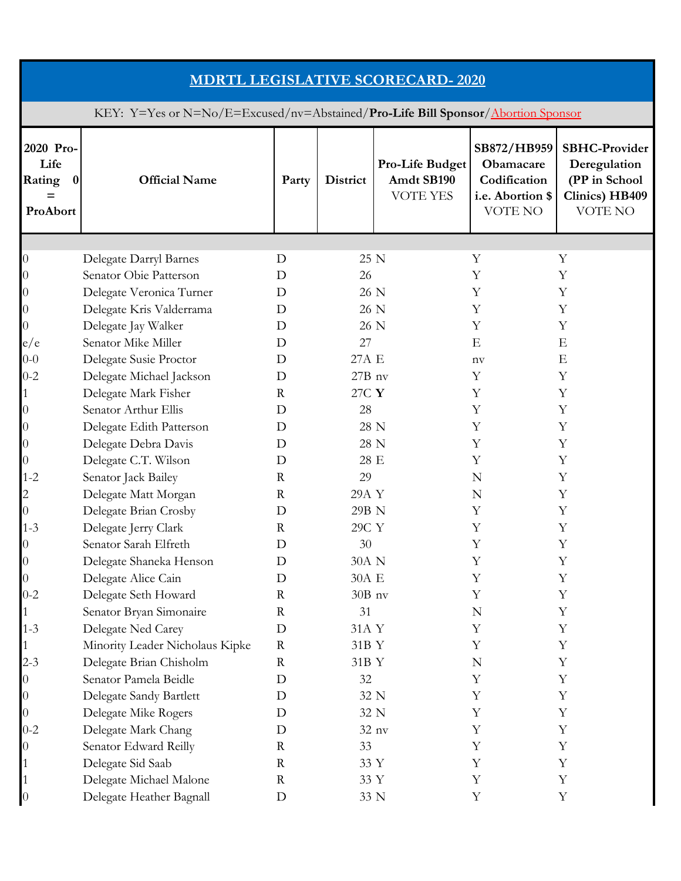# MDRTL LEGISLATIVE SCORECARD- 2020

KEY: Y=Yes or N=No/E=Excused/nv=Abstained/**Pro-Life Bill Sponsor**/Abortion Sponsor

| 2020 Pro-Life Rating 0 = ProAbort | Official Name | Party | District | Pro-Life Budget Amdt SB190 VOTE YES | SB872/HB959 Obamacare Codification i.e. Abortion $ VOTE NO | SBHC-Provider Deregulation (PP in School Clinics) HB409 VOTE NO |
|---|---|---|---|---|---|---|
| | | | | | | |
| 0 | Delegate Darryl Barnes | D | 25 | N | Y | Y |
| 0 | Senator Obie Patterson | D | 26 | | Y | Y |
| 0 | Delegate Veronica Turner | D | 26 | N | Y | Y |
| 0 | Delegate Kris Valderrama | D | 26 | N | Y | Y |
| 0 | Delegate Jay Walker | D | 26 | N | Y | Y |
| e/e | Senator Mike Miller | D | 27 | | E | E |
| 0-0 | Delegate Susie Proctor | D | 27A | E | nv | E |
| 0-2 | Delegate Michael Jackson | D | 27B | nv | Y | Y |
| 1 | Delegate Mark Fisher | R | 27C | **Y** | Y | Y |
| 0 | Senator Arthur Ellis | D | 28 | | Y | Y |
| 0 | Delegate Edith Patterson | D | 28 | N | Y | Y |
| 0 | Delegate Debra Davis | D | 28 | N | Y | Y |
| 0 | Delegate C.T. Wilson | D | 28 | E | Y | Y |
| 1-2 | Senator Jack Bailey | R | 29 | | N | Y |
| 2 | Delegate Matt Morgan | R | 29A | Y | N | Y |
| 0 | Delegate Brian Crosby | D | 29B | N | Y | Y |
| 1-3 | Delegate Jerry Clark | R | 29C | Y | Y | Y |
| 0 | Senator Sarah Elfreth | D | 30 | | Y | Y |
| 0 | Delegate Shaneka Henson | D | 30A | N | Y | Y |
| 0 | Delegate Alice Cain | D | 30A | E | Y | Y |
| 0-2 | Delegate Seth Howard | R | 30B | nv | Y | Y |
| 1 | Senator Bryan Simonaire | R | 31 | | N | Y |
| 1-3 | Delegate Ned Carey | D | 31A | Y | Y | Y |
| 1 | Minority Leader Nicholaus Kipke | R | 31B | Y | Y | Y |
| 2-3 | Delegate Brian Chisholm | R | 31B | Y | N | Y |
| 0 | Senator Pamela Beidle | D | 32 | | Y | Y |
| 0 | Delegate Sandy Bartlett | D | 32 | N | Y | Y |
| 0 | Delegate Mike Rogers | D | 32 | N | Y | Y |
| 0-2 | Delegate Mark Chang | D | 32 | nv | Y | Y |
| 0 | Senator Edward Reilly | R | 33 | | Y | Y |
| 1 | Delegate Sid Saab | R | 33 | Y | Y | Y |
| 1 | Delegate Michael Malone | R | 33 | Y | Y | Y |
| 0 | Delegate Heather Bagnall | D | 33 | N | Y | Y |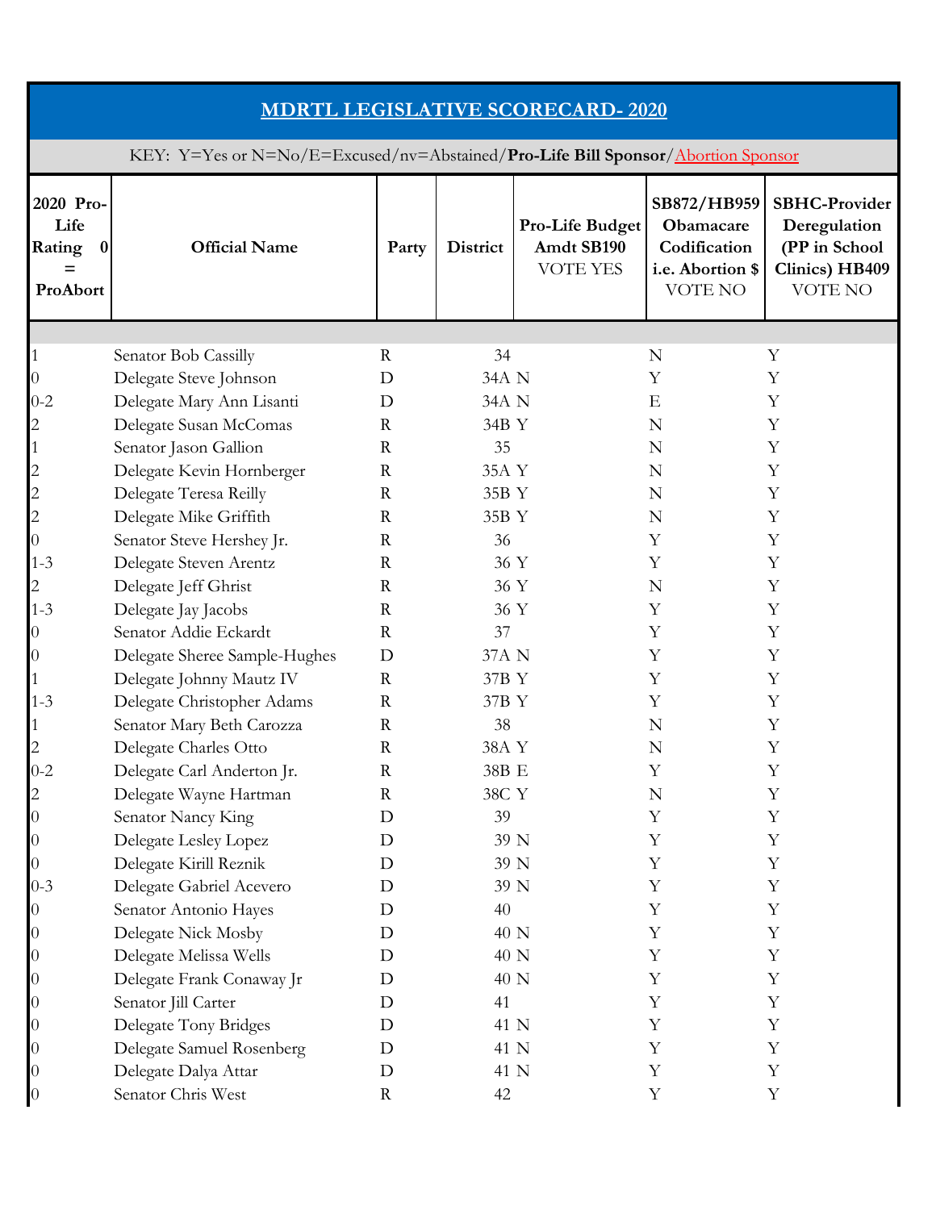# MDRTL LEGISLATIVE SCORECARD- 2020

KEY: Y=Yes or N=No/E=Excused/nv=Abstained/**Pro-Life Bill Sponsor**/Abortion Sponsor

| 2020 Pro-Life Rating 0 = ProAbort | Official Name | Party | District | Pro-Life Budget Amdt SB190 VOTE YES | SB872/HB959 Obamacare Codification i.e. Abortion $ VOTE NO | SBHC-Provider Deregulation (PP in School Clinics) HB409 VOTE NO |
|---|---|---|---|---|---|---|
| | | | | | | |
| 1 | Senator Bob Cassilly | R | 34 | | N | Y |
| 0 | Delegate Steve Johnson | D | 34A | N | Y | Y |
| 0-2 | Delegate Mary Ann Lisanti | D | 34A | N | E | Y |
| 2 | Delegate Susan McComas | R | 34B | Y | N | Y |
| 1 | Senator Jason Gallion | R | 35 | | N | Y |
| 2 | Delegate Kevin Hornberger | R | 35A | Y | N | Y |
| 2 | Delegate Teresa Reilly | R | 35B | Y | N | Y |
| 2 | Delegate Mike Griffith | R | 35B | Y | N | Y |
| 0 | Senator Steve Hershey Jr. | R | 36 | | Y | Y |
| 1-3 | Delegate Steven Arentz | R | 36 | Y | Y | Y |
| 2 | Delegate Jeff Ghrist | R | 36 | Y | N | Y |
| 1-3 | Delegate Jay Jacobs | R | 36 | Y | Y | Y |
| 0 | Senator Addie Eckardt | R | 37 | | Y | Y |
| 0 | Delegate Sheree Sample-Hughes | D | 37A | N | Y | Y |
| 1 | Delegate Johnny Mautz IV | R | 37B | Y | Y | Y |
| 1-3 | Delegate Christopher Adams | R | 37B | Y | Y | Y |
| 1 | Senator Mary Beth Carozza | R | 38 | | N | Y |
| 2 | Delegate Charles Otto | R | 38A | Y | N | Y |
| 0-2 | Delegate Carl Anderton Jr. | R | 38B | E | Y | Y |
| 2 | Delegate Wayne Hartman | R | 38C | Y | N | Y |
| 0 | Senator Nancy King | D | 39 | | Y | Y |
| 0 | Delegate Lesley Lopez | D | 39 | N | Y | Y |
| 0 | Delegate Kirill Reznik | D | 39 | N | Y | Y |
| 0-3 | Delegate Gabriel Acevero | D | 39 | N | Y | Y |
| 0 | Senator Antonio Hayes | D | 40 | | Y | Y |
| 0 | Delegate Nick Mosby | D | 40 | N | Y | Y |
| 0 | Delegate Melissa Wells | D | 40 | N | Y | Y |
| 0 | Delegate Frank Conaway Jr | D | 40 | N | Y | Y |
| 0 | Senator Jill Carter | D | 41 | | Y | Y |
| 0 | Delegate Tony Bridges | D | 41 | N | Y | Y |
| 0 | Delegate Samuel Rosenberg | D | 41 | N | Y | Y |
| 0 | Delegate Dalya Attar | D | 41 | N | Y | Y |
| 0 | Senator Chris West | R | 42 | | Y | Y |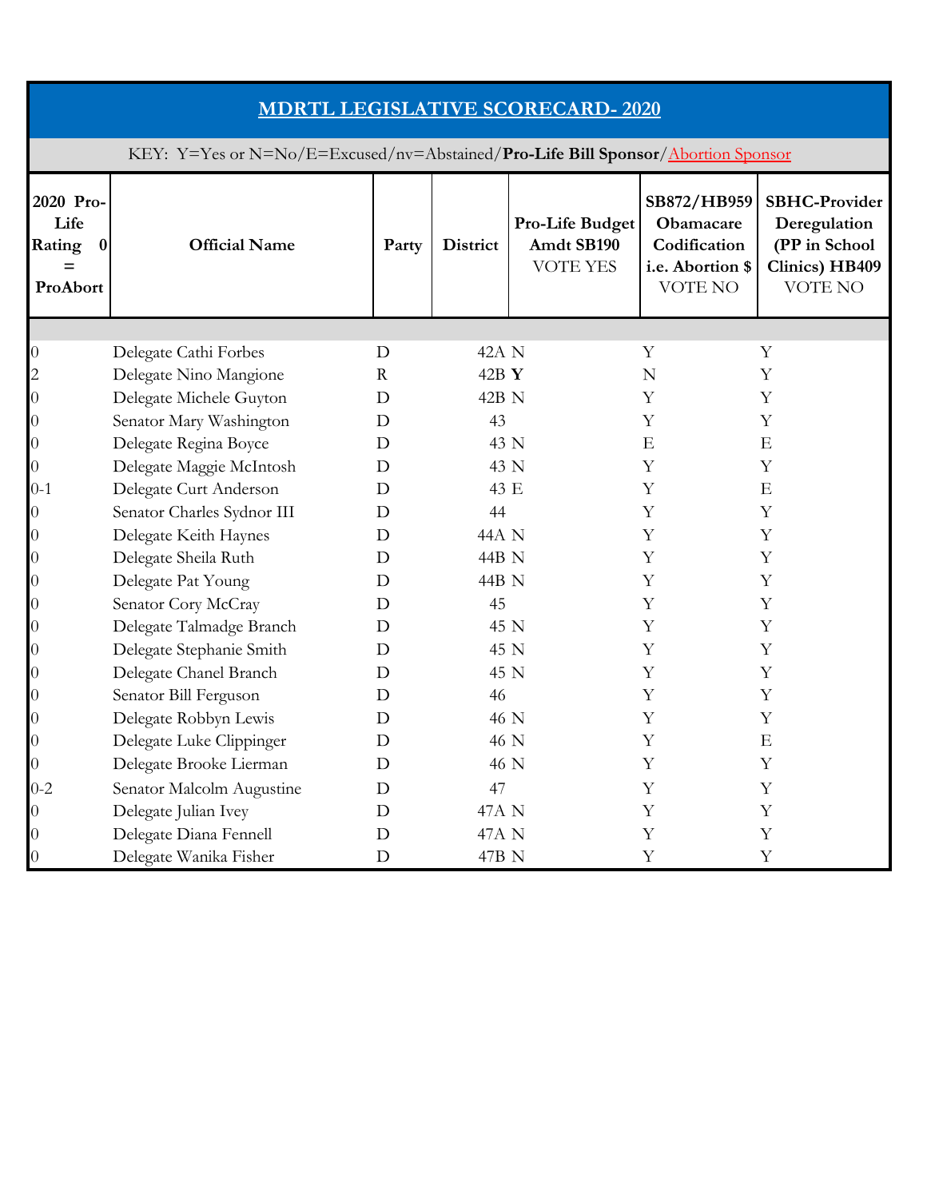# MDRTL LEGISLATIVE SCORECARD- 2020

KEY: Y=Yes or N=No/E=Excused/nv=Abstained/**Pro-Life Bill Sponsor**/Abortion Sponsor

| 2020 Pro-Life Rating 0 = ProAbort | Official Name | Party | District | Pro-Life Budget Amdt SB190 VOTE YES | SB872/HB959 Obamacare Codification i.e. Abortion $ VOTE NO | SBHC-Provider Deregulation (PP in School Clinics) HB409 VOTE NO |
|---|---|---|---|---|---|---|
| 0 | Delegate Cathi Forbes | D | 42A | N | Y | Y |
| 2 | Delegate Nino Mangione | R | 42B | **Y** | N | Y |
| 0 | Delegate Michele Guyton | D | 42B | N | Y | Y |
| 0 | Senator Mary Washington | D | 43 | | Y | Y |
| 0 | Delegate Regina Boyce | D | 43 | N | E | E |
| 0 | Delegate Maggie McIntosh | D | 43 | N | Y | Y |
| 0-1 | Delegate Curt Anderson | D | 43 | E | Y | E |
| 0 | Senator Charles Sydnor III | D | 44 | | Y | Y |
| 0 | Delegate Keith Haynes | D | 44A | N | Y | Y |
| 0 | Delegate Sheila Ruth | D | 44B | N | Y | Y |
| 0 | Delegate Pat Young | D | 44B | N | Y | Y |
| 0 | Senator Cory McCray | D | 45 | | Y | Y |
| 0 | Delegate Talmadge Branch | D | 45 | N | Y | Y |
| 0 | Delegate Stephanie Smith | D | 45 | N | Y | Y |
| 0 | Delegate Chanel Branch | D | 45 | N | Y | Y |
| 0 | Senator Bill Ferguson | D | 46 | | Y | Y |
| 0 | Delegate Robbyn Lewis | D | 46 | N | Y | Y |
| 0 | Delegate Luke Clippinger | D | 46 | N | Y | E |
| 0 | Delegate Brooke Lierman | D | 46 | N | Y | Y |
| 0-2 | Senator Malcolm Augustine | D | 47 | | Y | Y |
| 0 | Delegate Julian Ivey | D | 47A | N | Y | Y |
| 0 | Delegate Diana Fennell | D | 47A | N | Y | Y |
| 0 | Delegate Wanika Fisher | D | 47B | N | Y | Y |